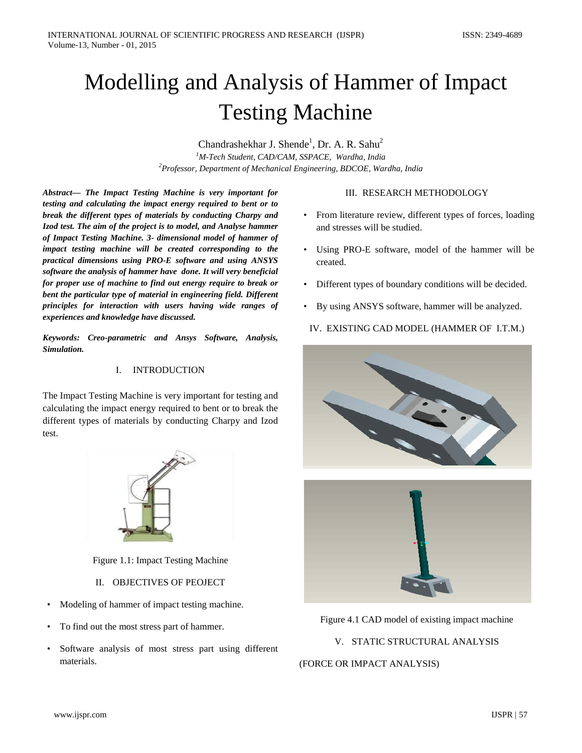# Modelling and Analysis of Hammer of Impact Testing Machine

Chandrashekhar J. Shende[1], Dr. A. R. Sahu[2]

[1]*M-Tech Student, CAD/CAM, SSPACE, Wardha, India*

[2]*Professor, Department of Mechanical Engineering, BDCOE, Wardha, India*

***Abstract*— *The Impact Testing Machine is very important for testing and calculating the impact energy required to bent or to break the different types of materials by conducting Charpy and Izod test. The aim of the project is to model, and Analyse hammer of Impact Testing Machine. 3- dimensional model of hammer of impact testing machine will be created corresponding to the practical dimensions using PRO-E software and using ANSYS software the analysis of hammer have done. It will very beneficial for proper use of machine to find out energy require to break or bent the particular type of material in engineering field. Different principles for interaction with users having wide ranges of experiences and knowledge have discussed.***

***Keywords: Creo-parametric and Ansys Software, Analysis, Simulation.***

## I. INTRODUCTION

The Impact Testing Machine is very important for testing and calculating the impact energy required to bent or to break the different types of materials by conducting Charpy and Izod test.

Figure 1.1: Impact Testing Machine

## II. OBJECTIVES OF PEOJECT

- Modeling of hammer of impact testing machine.
- To find out the most stress part of hammer.
- Software analysis of most stress part using different materials.

## III. RESEARCH METHODOLOGY

- From literature review, different types of forces, loading and stresses will be studied.
- Using PRO-E software, model of the hammer will be created.
- Different types of boundary conditions will be decided.
- By using ANSYS software, hammer will be analyzed.

## IV. EXISTING CAD MODEL (HAMMER OF I.T.M.)

Figure 4.1 CAD model of existing impact machine

## V. STATIC STRUCTURAL ANALYSIS

(FORCE OR IMPACT ANALYSIS)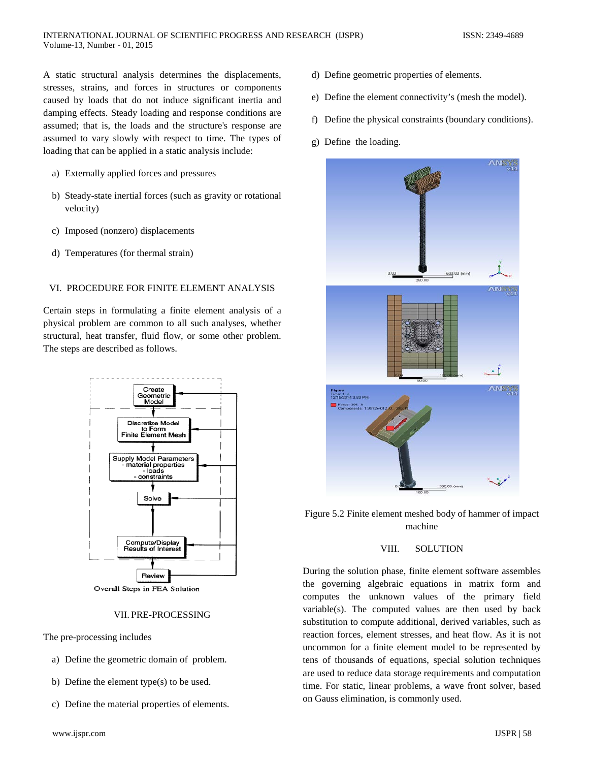A static structural analysis determines the displacements, stresses, strains, and forces in structures or components caused by loads that do not induce significant inertia and damping effects. Steady loading and response conditions are assumed; that is, the loads and the structure's response are assumed to vary slowly with respect to time. The types of loading that can be applied in a static analysis include:

a) Externally applied forces and pressures

b) Steady-state inertial forces (such as gravity or rotational velocity)

c) Imposed (nonzero) displacements

d) Temperatures (for thermal strain)

## VI. PROCEDURE FOR FINITE ELEMENT ANALYSIS

Certain steps in formulating a finite element analysis of a physical problem are common to all such analyses, whether structural, heat transfer, fluid flow, or some other problem. The steps are described as follows.

Overall Steps in FEA Solution

## VII. PRE-PROCESSING

The pre-processing includes

a) Define the geometric domain of problem.

b) Define the element type(s) to be used.

c) Define the material properties of elements.

d) Define geometric properties of elements.

e) Define the element connectivity's (mesh the model).

f) Define the physical constraints (boundary conditions).

g) Define the loading.

Figure 5.2 Finite element meshed body of hammer of impact machine

## VIII. SOLUTION

During the solution phase, finite element software assembles the governing algebraic equations in matrix form and computes the unknown values of the primary field variable(s). The computed values are then used by back substitution to compute additional, derived variables, such as reaction forces, element stresses, and heat flow. As it is not uncommon for a finite element model to be represented by tens of thousands of equations, special solution techniques are used to reduce data storage requirements and computation time. For static, linear problems, a wave front solver, based on Gauss elimination, is commonly used.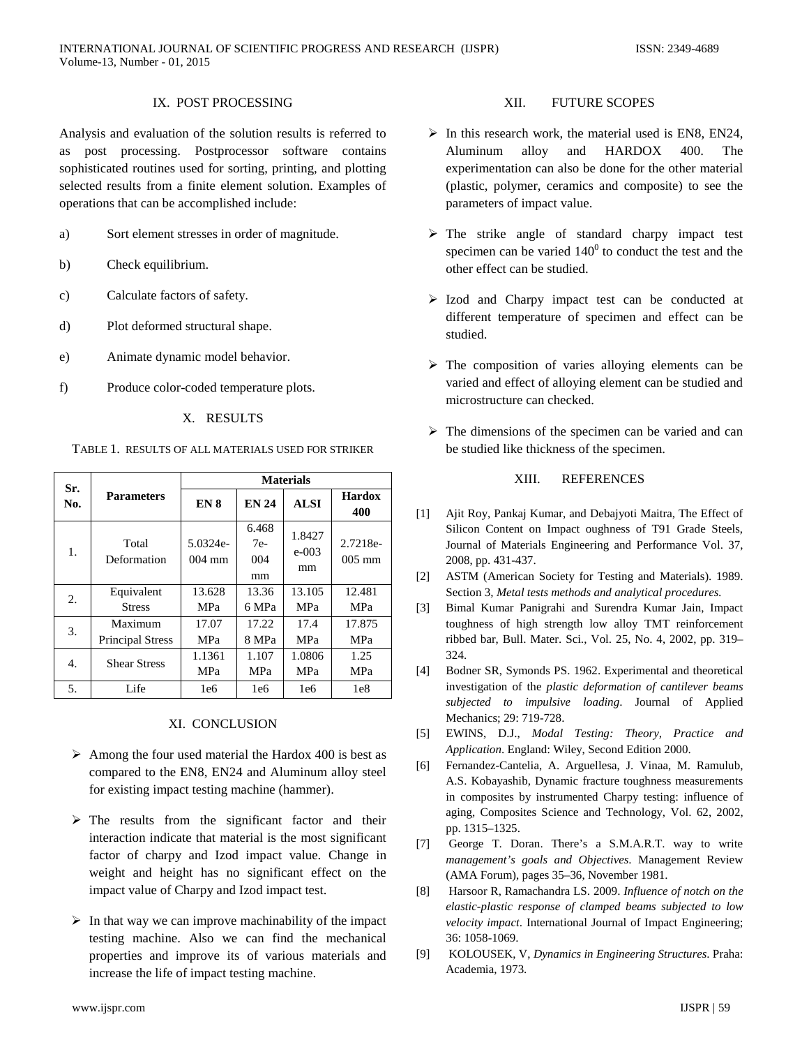## IX. POST PROCESSING

Analysis and evaluation of the solution results is referred to as post processing. Postprocessor software contains sophisticated routines used for sorting, printing, and plotting selected results from a finite element solution. Examples of operations that can be accomplished include:

a) Sort element stresses in order of magnitude.

b) Check equilibrium.

c) Calculate factors of safety.

d) Plot deformed structural shape.

e) Animate dynamic model behavior.

f) Produce color-coded temperature plots.

## X. RESULTS

TABLE 1. RESULTS OF ALL MATERIALS USED FOR STRIKER

| Sr. No. | Parameters | Materials | | | |
|---|---|---|---|---|---|
| | | EN 8 | EN 24 | ALSI | Hardox 400 |
| 1. | Total Deformation | 5.0324e-004 mm | 6.4687e-004 mm | 1.8427e-003 mm | 2.7218e-005 mm |
| 2. | Equivalent Stress | 13.628 MPa | 13.366 MPa | 13.105 MPa | 12.481 MPa |
| 3. | Maximum Principal Stress | 17.07 MPa | 17.228 MPa | 17.4 MPa | 17.875 MPa |
| 4. | Shear Stress | 1.1361 MPa | 1.107 MPa | 1.0806 MPa | 1.25 MPa |
| 5. | Life | 1e6 | 1e6 | 1e6 | 1e8 |

## XI. CONCLUSION

- Among the four used material the Hardox 400 is best as compared to the EN8, EN24 and Aluminum alloy steel for existing impact testing machine (hammer).
- The results from the significant factor and their interaction indicate that material is the most significant factor of charpy and Izod impact value. Change in weight and height has no significant effect on the impact value of Charpy and Izod impact test.
- In that way we can improve machinability of the impact testing machine. Also we can find the mechanical properties and improve its of various materials and increase the life of impact testing machine.

## XII. FUTURE SCOPES

- In this research work, the material used is EN8, EN24, Aluminum alloy and HARDOX 400. The experimentation can also be done for the other material (plastic, polymer, ceramics and composite) to see the parameters of impact value.
- The strike angle of standard charpy impact test specimen can be varied $140^0$ to conduct the test and the other effect can be studied.
- Izod and Charpy impact test can be conducted at different temperature of specimen and effect can be studied.
- The composition of varies alloying elements can be varied and effect of alloying element can be studied and microstructure can checked.
- The dimensions of the specimen can be varied and can be studied like thickness of the specimen.

## XIII. REFERENCES

[1] Ajit Roy, Pankaj Kumar, and Debajyoti Maitra, The Effect of Silicon Content on Impact oughness of T91 Grade Steels, Journal of Materials Engineering and Performance Vol. 37, 2008, pp. 431-437.

[2] ASTM (American Society for Testing and Materials). 1989. Section 3, *Metal tests methods and analytical procedures.*

[3] Bimal Kumar Panigrahi and Surendra Kumar Jain, Impact toughness of high strength low alloy TMT reinforcement ribbed bar, Bull. Mater. Sci., Vol. 25, No. 4, 2002, pp. 319–324.

[4] Bodner SR, Symonds PS. 1962. Experimental and theoretical investigation of the *plastic deformation of cantilever beams subjected to impulsive loading*. Journal of Applied Mechanics; 29: 719-728.

[5] EWINS, D.J., *Modal Testing: Theory, Practice and Application*. England: Wiley, Second Edition 2000.

[6] Fernandez-Cantelia, A. Arguellesa, J. Vinaa, M. Ramulub, A.S. Kobayashib, Dynamic fracture toughness measurements in composites by instrumented Charpy testing: influence of aging, Composites Science and Technology, Vol. 62, 2002, pp. 1315–1325.

[7] George T. Doran. There's a S.M.A.R.T. way to write *management's goals and Objectives*. Management Review (AMA Forum), pages 35–36, November 1981.

[8] Harsoor R, Ramachandra LS. 2009. *Influence of notch on the elastic-plastic response of clamped beams subjected to low velocity impact*. International Journal of Impact Engineering; 36: 1058-1069.

[9] KOLOUSEK, V, *Dynamics in Engineering Structures*. Praha: Academia, 1973.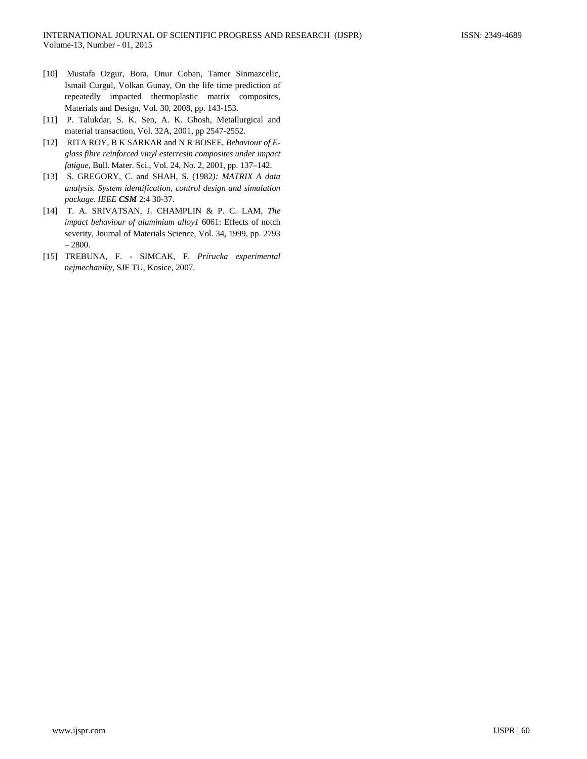[10] Mustafa Ozgur, Bora, Onur Coban, Tamer Sinmazcelic, Ismail Curgul, Volkan Gunay, On the life time prediction of repeatedly impacted thermoplastic matrix composites, Materials and Design, Vol. 30, 2008, pp. 143-153.

[11] P. Talukdar, S. K. Sen, A. K. Ghosh, Metallurgical and material transaction, Vol. 32A, 2001, pp 2547-2552.

[12] RITA ROY, B K SARKAR and N R BOSEE, *Behaviour of E-glass fibre reinforced vinyl esterresin composites under impact fatigue*, Bull. Mater. Sci., Vol. 24, No. 2, 2001, pp. 137–142.

[13] S. GREGORY, C. and SHAH, S. (1982*): MATRIX A data analysis. System identification, control design and simulation package*. *IEEE* ***CSM*** 2:4 30-37.

[14] T. A. SRIVATSAN, J. CHAMPLIN & P. C. LAM, *The impact behaviour of aluminium alloy1* 6061: Effects of notch severity, Journal of Materials Science, Vol. 34, 1999, pp. 2793 – 2800.

[15] TREBUNA, F. - SIMCAK, F. *Prírucka experimental nejmechaniky*, SJF TU, Kosice, 2007.